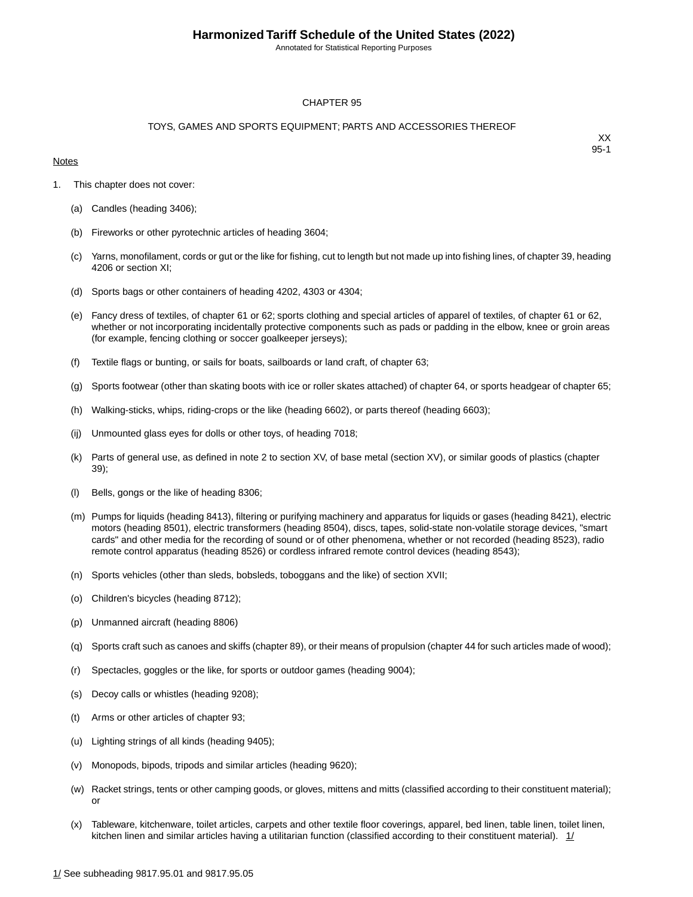# Harmonized Tariff Schedule of the United States (2022)

Annotated for Statistical Reporting Purposes

## CHAPTER 95

## TOYS, GAMES AND SPORTS EQUIPMENT; PARTS AND ACCESSORIES THEREOF

XX
95-1

Notes

1. This chapter does not cover:

   (a) Candles (heading 3406);

   (b) Fireworks or other pyrotechnic articles of heading 3604;

   (c) Yarns, monofilament, cords or gut or the like for fishing, cut to length but not made up into fishing lines, of chapter 39, heading 4206 or section XI;

   (d) Sports bags or other containers of heading 4202, 4303 or 4304;

   (e) Fancy dress of textiles, of chapter 61 or 62; sports clothing and special articles of apparel of textiles, of chapter 61 or 62, whether or not incorporating incidentally protective components such as pads or padding in the elbow, knee or groin areas (for example, fencing clothing or soccer goalkeeper jerseys);

   (f) Textile flags or bunting, or sails for boats, sailboards or land craft, of chapter 63;

   (g) Sports footwear (other than skating boots with ice or roller skates attached) of chapter 64, or sports headgear of chapter 65;

   (h) Walking-sticks, whips, riding-crops or the like (heading 6602), or parts thereof (heading 6603);

   (ij) Unmounted glass eyes for dolls or other toys, of heading 7018;

   (k) Parts of general use, as defined in note 2 to section XV, of base metal (section XV), or similar goods of plastics (chapter 39);

   (l) Bells, gongs or the like of heading 8306;

   (m) Pumps for liquids (heading 8413), filtering or purifying machinery and apparatus for liquids or gases (heading 8421), electric motors (heading 8501), electric transformers (heading 8504), discs, tapes, solid-state non-volatile storage devices, "smart cards" and other media for the recording of sound or of other phenomena, whether or not recorded (heading 8523), radio remote control apparatus (heading 8526) or cordless infrared remote control devices (heading 8543);

   (n) Sports vehicles (other than sleds, bobsleds, toboggans and the like) of section XVII;

   (o) Children's bicycles (heading 8712);

   (p) Unmanned aircraft (heading 8806)

   (q) Sports craft such as canoes and skiffs (chapter 89), or their means of propulsion (chapter 44 for such articles made of wood);

   (r) Spectacles, goggles or the like, for sports or outdoor games (heading 9004);

   (s) Decoy calls or whistles (heading 9208);

   (t) Arms or other articles of chapter 93;

   (u) Lighting strings of all kinds (heading 9405);

   (v) Monopods, bipods, tripods and similar articles (heading 9620);

   (w) Racket strings, tents or other camping goods, or gloves, mittens and mitts (classified according to their constituent material); or

   (x) Tableware, kitchenware, toilet articles, carpets and other textile floor coverings, apparel, bed linen, table linen, toilet linen, kitchen linen and similar articles having a utilitarian function (classified according to their constituent material). 1/

1/ See subheading 9817.95.01 and 9817.95.05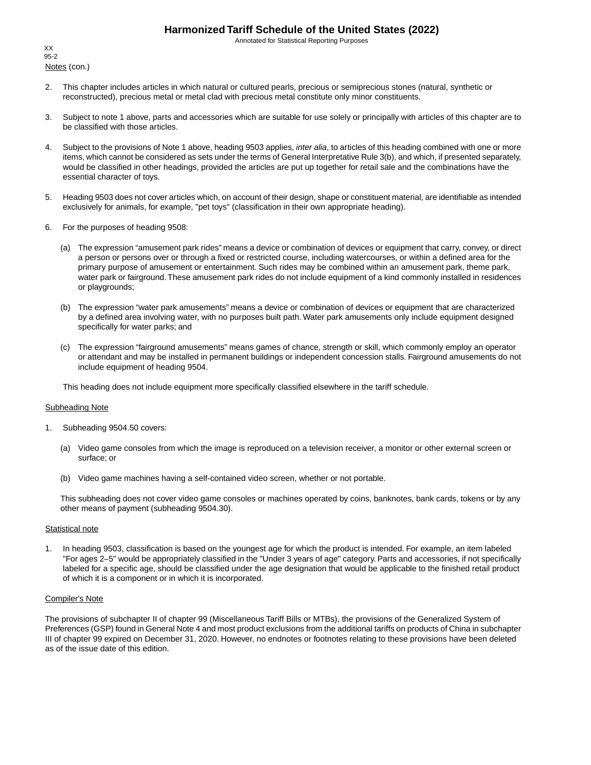Notes (con.)

2. This chapter includes articles in which natural or cultured pearls, precious or semiprecious stones (natural, synthetic or reconstructed), precious metal or metal clad with precious metal constitute only minor constituents.

3. Subject to note 1 above, parts and accessories which are suitable for use solely or principally with articles of this chapter are to be classified with those articles.

4. Subject to the provisions of Note 1 above, heading 9503 applies, *inter alia*, to articles of this heading combined with one or more items, which cannot be considered as sets under the terms of General Interpretative Rule 3(b), and which, if presented separately, would be classified in other headings, provided the articles are put up together for retail sale and the combinations have the essential character of toys.

5. Heading 9503 does not cover articles which, on account of their design, shape or constituent material, are identifiable as intended exclusively for animals, for example, "pet toys" (classification in their own appropriate heading).

6. For the purposes of heading 9508:

   (a) The expression “amusement park rides” means a device or combination of devices or equipment that carry, convey, or direct a person or persons over or through a fixed or restricted course, including watercourses, or within a defined area for the primary purpose of amusement or entertainment. Such rides may be combined within an amusement park, theme park, water park or fairground. These amusement park rides do not include equipment of a kind commonly installed in residences or playgrounds;

   (b) The expression “water park amusements” means a device or combination of devices or equipment that are characterized by a defined area involving water, with no purposes built path. Water park amusements only include equipment designed specifically for water parks; and

   (c) The expression “fairground amusements” means games of chance, strength or skill, which commonly employ an operator or attendant and may be installed in permanent buildings or independent concession stalls. Fairground amusements do not include equipment of heading 9504.

   This heading does not include equipment more specifically classified elsewhere in the tariff schedule.

Subheading Note

1. Subheading 9504.50 covers:

   (a) Video game consoles from which the image is reproduced on a television receiver, a monitor or other external screen or surface; or

   (b) Video game machines having a self-contained video screen, whether or not portable.

   This subheading does not cover video game consoles or machines operated by coins, banknotes, bank cards, tokens or by any other means of payment (subheading 9504.30).

Statistical note

1. In heading 9503, classification is based on the youngest age for which the product is intended. For example, an item labeled "For ages 2–5" would be appropriately classified in the "Under 3 years of age" category. Parts and accessories, if not specifically labeled for a specific age, should be classified under the age designation that would be applicable to the finished retail product of which it is a component or in which it is incorporated.

Compiler's Note

The provisions of subchapter II of chapter 99 (Miscellaneous Tariff Bills or MTBs), the provisions of the Generalized System of Preferences (GSP) found in General Note 4 and most product exclusions from the additional tariffs on products of China in subchapter III of chapter 99 expired on December 31, 2020. However, no endnotes or footnotes relating to these provisions have been deleted as of the issue date of this edition.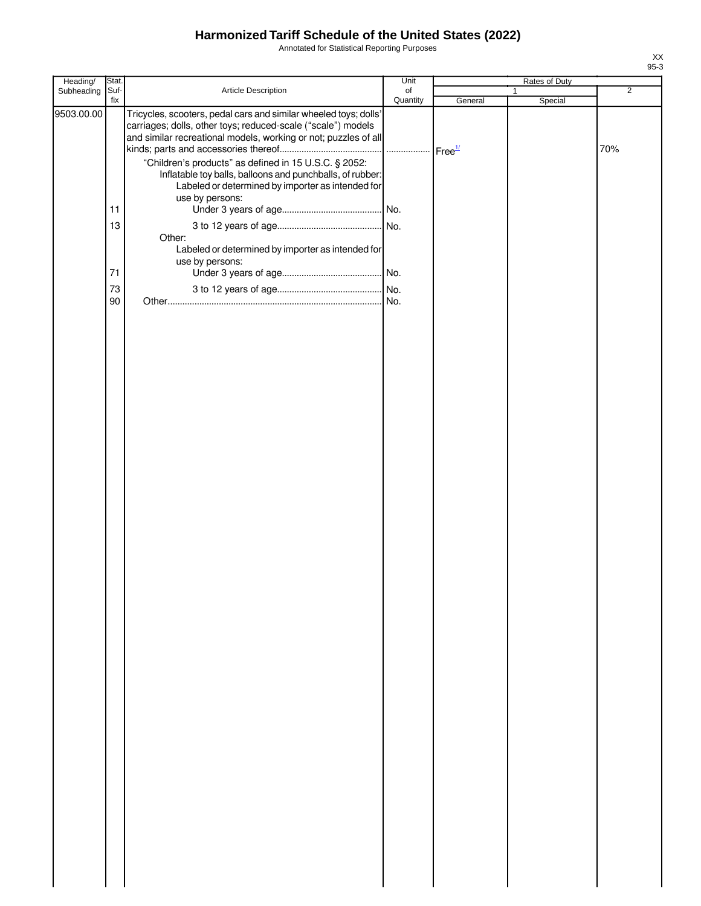# Harmonized Tariff Schedule of the United States (2022)

Annotated for Statistical Reporting Purposes

| Heading/ Subheading | Stat. Suf- fix | Article Description | Unit of Quantity | Rates of Duty | | |
|---|---|---|---|---|---|---|
| | | | | 1 | | 2 |
| | | | | General | Special | |
| 9503.00.00 | | Tricycles, scooters, pedal cars and similar wheeled toys; dolls' carriages; dolls, other toys; reduced-scale ("scale") models and similar recreational models, working or not; puzzles of all kinds; parts and accessories thereof.......................................... | ................. | Free[1/] | | 70% |
| | | "Children's products" as defined in 15 U.S.C. § 2052: | | | | |
| | | Inflatable toy balls, balloons and punchballs, of rubber: | | | | |
| | | Labeled or determined by importer as intended for use by persons: | | | | |
| | 11 | Under 3 years of age......................................... | No. | | | |
| | 13 | 3 to 12 years of age........................................... | No. | | | |
| | | Other: | | | | |
| | | Labeled or determined by importer as intended for use by persons: | | | | |
| | 71 | Under 3 years of age......................................... | No. | | | |
| | 73 | 3 to 12 years of age........................................... | No. | | | |
| | 90 | Other....................................................................................... | No. | | | |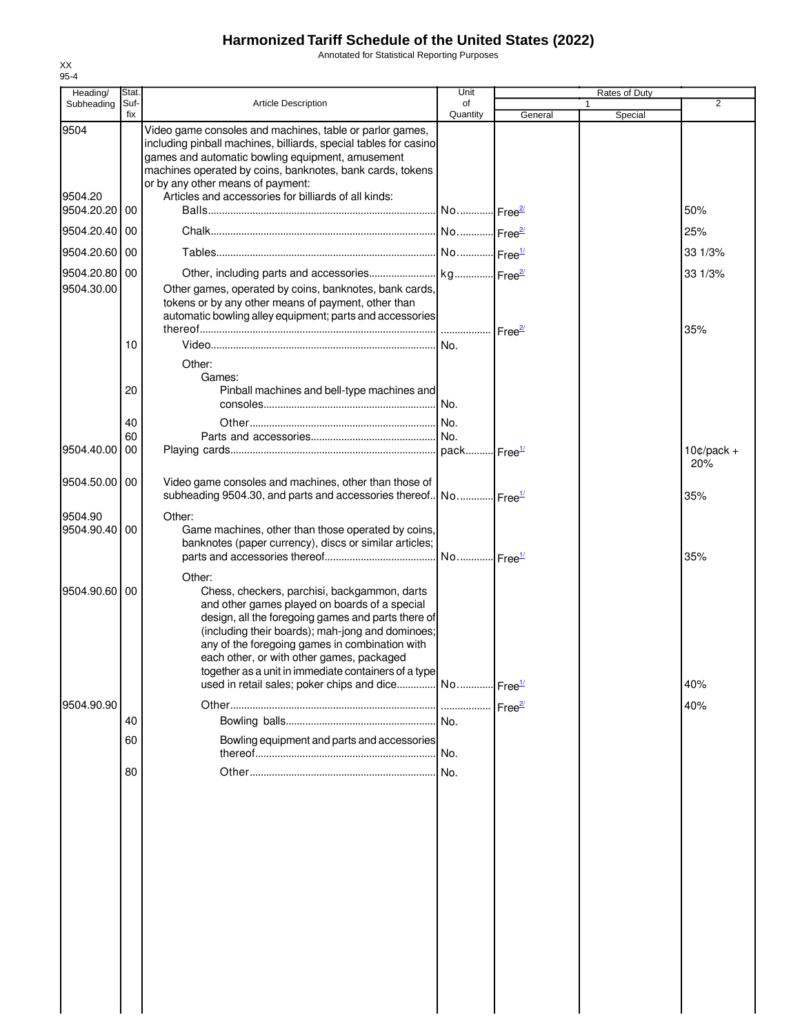# Harmonized Tariff Schedule of the United States (2022)

Annotated for Statistical Reporting Purposes

XX
95-4

| Heading/ Subheading | Stat. Suf- fix | Article Description | Unit of Quantity | Rates of Duty 1 General | Special | 2 |
|---|---|---|---|---|---|---|
| 9504 | | Video game consoles and machines, table or parlor games, including pinball machines, billiards, special tables for casino games and automatic bowling equipment, amusement machines operated by coins, banknotes, bank cards, tokens or by any other means of payment: | | | | |
| 9504.20 | | Articles and accessories for billiards of all kinds: | | | | |
| 9504.20.20 | 00 | Balls | No. | Free[2/] | | 50% |
| 9504.20.40 | 00 | Chalk | No. | Free[2/] | | 25% |
| 9504.20.60 | 00 | Tables | No. | Free[1/] | | 33 1/3% |
| 9504.20.80 | 00 | Other, including parts and accessories | kg | Free[2/] | | 33 1/3% |
| 9504.30.00 | | Other games, operated by coins, banknotes, bank cards, tokens or by any other means of payment, other than automatic bowling alley equipment; parts and accessories thereof | | Free[2/] | | 35% |
| | 10 | Video | No. | | | |
| | | Other: | | | | |
| | | Games: | | | | |
| | 20 | Pinball machines and bell-type machines and consoles | No. | | | |
| | 40 | Other | No. | | | |
| | 60 | Parts and accessories | No. | | | |
| 9504.40.00 | 00 | Playing cards | pack | Free[1/] | | 10¢/pack + 20% |
| 9504.50.00 | 00 | Video game consoles and machines, other than those of subheading 9504.30, and parts and accessories thereof | No. | Free[1/] | | 35% |
| 9504.90 | | Other: | | | | |
| 9504.90.40 | 00 | Game machines, other than those operated by coins, banknotes (paper currency), discs or similar articles; parts and accessories thereof | No. | Free[1/] | | 35% |
| | | Other: | | | | |
| 9504.90.60 | 00 | Chess, checkers, parchisi, backgammon, darts and other games played on boards of a special design, all the foregoing games and parts there of (including their boards); mah-jong and dominoes; any of the foregoing games in combination with each other, or with other games, packaged together as a unit in immediate containers of a type used in retail sales; poker chips and dice | No. | Free[1/] | | 40% |
| 9504.90.90 | | Other | | Free[2/] | | 40% |
| | 40 | Bowling balls | No. | | | |
| | 60 | Bowling equipment and parts and accessories thereof | No. | | | |
| | 80 | Other | No. | | | |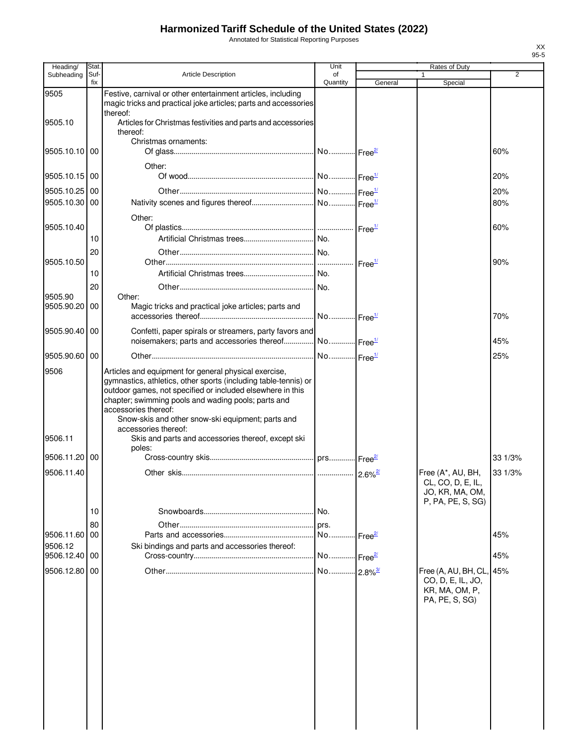# Harmonized Tariff Schedule of the United States (2022)

Annotated for Statistical Reporting Purposes

XX
95-5

| Heading/ Subheading | Stat. Suf- fix | Article Description | Unit of Quantity | Rates of Duty 1 General | Special | 2 |
|---|---|---|---|---|---|---|
| 9505 | | Festive, carnival or other entertainment articles, including magic tricks and practical joke articles; parts and accessories thereof: | | | | |
| 9505.10 | | Articles for Christmas festivities and parts and accessories thereof: | | | | |
| | | Christmas ornaments: | | | | |
| 9505.10.10 | 00 | Of glass | No. | Free[2/] | | 60% |
| | | Other: | | | | |
| 9505.10.15 | 00 | Of wood | No. | Free[1/] | | 20% |
| 9505.10.25 | 00 | Other | No. | Free[1/] | | 20% |
| 9505.10.30 | 00 | Nativity scenes and figures thereof | No. | Free[1/] | | 80% |
| | | Other: | | | | |
| 9505.10.40 | | Of plastics | | Free[1/] | | 60% |
| | 10 | Artificial Christmas trees | No. | | | |
| | 20 | Other | No. | | | |
| 9505.10.50 | | Other | | Free[1/] | | 90% |
| | 10 | Artificial Christmas trees | No. | | | |
| | 20 | Other | No. | | | |
| 9505.90 | | Other: | | | | |
| 9505.90.20 | 00 | Magic tricks and practical joke articles; parts and accessories thereof | No. | Free[1/] | | 70% |
| 9505.90.40 | 00 | Confetti, paper spirals or streamers, party favors and noisemakers; parts and accessories thereof | No. | Free[1/] | | 45% |
| 9505.90.60 | 00 | Other | No. | Free[1/] | | 25% |
| 9506 | | Articles and equipment for general physical exercise, gymnastics, athletics, other sports (including table-tennis) or outdoor games, not specified or included elsewhere in this chapter; swimming pools and wading pools; parts and accessories thereof: | | | | |
| | | Snow-skis and other snow-ski equipment; parts and accessories thereof: | | | | |
| 9506.11 | | Skis and parts and accessories thereof, except ski poles: | | | | |
| 9506.11.20 | 00 | Cross-country skis | prs. | Free[2/] | | 33 1/3% |
| 9506.11.40 | | Other skis | | 2.6%[2/] | Free (A*, AU, BH, CL, CO, D, E, IL, JO, KR, MA, OM, P, PA, PE, S, SG) | 33 1/3% |
| | 10 | Snowboards | No. | | | |
| | 80 | Other | prs. | | | |
| 9506.11.60 | 00 | Parts and accessories | No. | Free[2/] | | 45% |
| 9506.12 | | Ski bindings and parts and accessories thereof: | | | | |
| 9506.12.40 | 00 | Cross-country | No. | Free[2/] | | 45% |
| 9506.12.80 | 00 | Other | No. | 2.8%[3/] | Free (A, AU, BH, CL, CO, D, E, IL, JO, KR, MA, OM, P, PA, PE, S, SG) | 45% |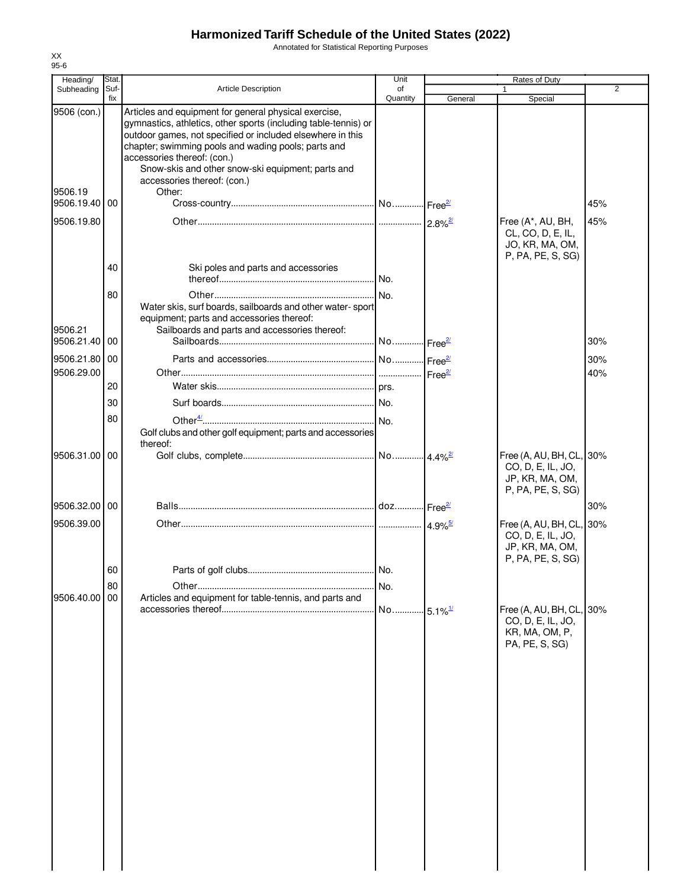# Harmonized Tariff Schedule of the United States (2022)

Annotated for Statistical Reporting Purposes

XX
95-6

| Heading/ Subheading | Stat. Suf- fix | Article Description | Unit of Quantity | Rates of Duty 1 General | Special | 2 |
|---|---|---|---|---|---|---|
| 9506 (con.) | | Articles and equipment for general physical exercise, gymnastics, athletics, other sports (including table-tennis) or outdoor games, not specified or included elsewhere in this chapter; swimming pools and wading pools; parts and accessories thereof: (con.) | | | | |
| | | Snow-skis and other snow-ski equipment; parts and accessories thereof: (con.) | | | | |
| 9506.19 | | Other: | | | | |
| 9506.19.40 | 00 | Cross-country | No. | Free[2/] | | 45% |
| 9506.19.80 | | Other | | 2.8%[2/] | Free (A*, AU, BH, CL, CO, D, E, IL, JO, KR, MA, OM, P, PA, PE, S, SG) | 45% |
| | 40 | Ski poles and parts and accessories thereof | No. | | | |
| | 80 | Other | No. | | | |
| | | Water skis, surf boards, sailboards and other water- sport equipment; parts and accessories thereof: | | | | |
| 9506.21 | | Sailboards and parts and accessories thereof: | | | | |
| 9506.21.40 | 00 | Sailboards | No. | Free[2/] | | 30% |
| 9506.21.80 | 00 | Parts and accessories | No. | Free[2/] | | 30% |
| 9506.29.00 | | Other | | Free[2/] | | 40% |
| | 20 | Water skis | prs. | | | |
| | 30 | Surf boards | No. | | | |
| | 80 | Other[4/] | No. | | | |
| | | Golf clubs and other golf equipment; parts and accessories thereof: | | | | |
| 9506.31.00 | 00 | Golf clubs, complete | No. | 4.4%[2/] | Free (A, AU, BH, CL, CO, D, E, IL, JO, JP, KR, MA, OM, P, PA, PE, S, SG) | 30% |
| 9506.32.00 | 00 | Balls | doz. | Free[2/] | | 30% |
| 9506.39.00 | | Other | | 4.9%[5/] | Free (A, AU, BH, CL, CO, D, E, IL, JO, JP, KR, MA, OM, P, PA, PE, S, SG) | 30% |
| | 60 | Parts of golf clubs | No. | | | |
| | 80 | Other | No. | | | |
| 9506.40.00 | 00 | Articles and equipment for table-tennis, and parts and accessories thereof | No. | 5.1%[1/] | Free (A, AU, BH, CL, CO, D, E, IL, JO, KR, MA, OM, P, PA, PE, S, SG) | 30% |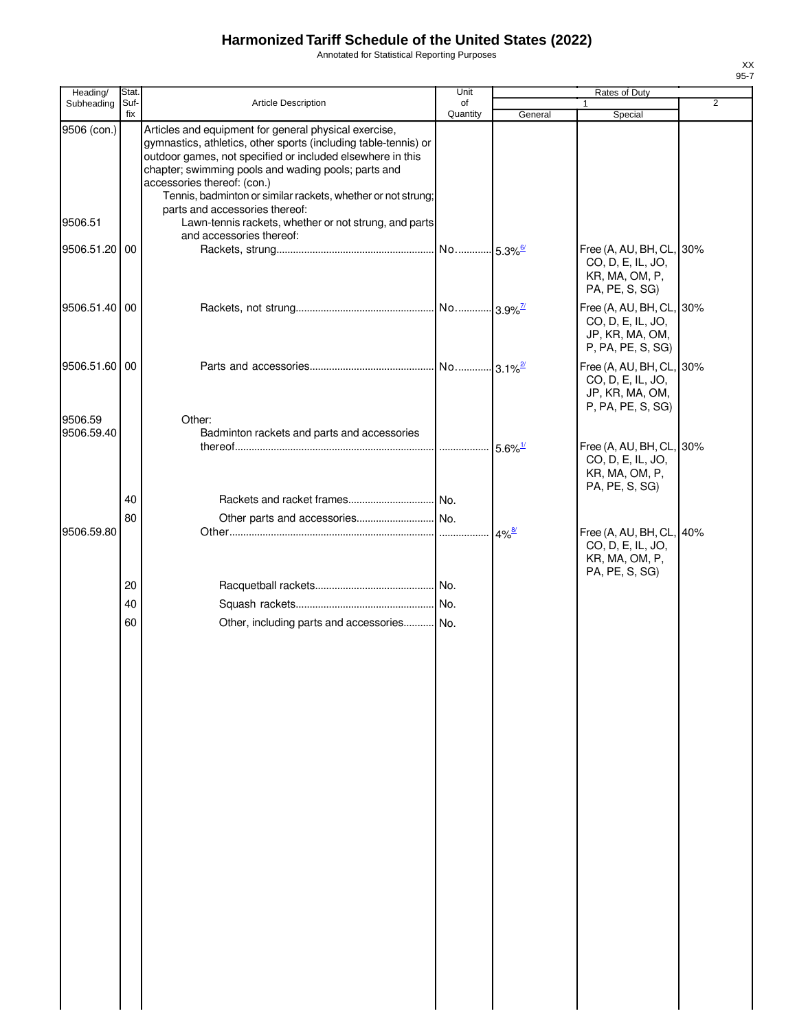# Harmonized Tariff Schedule of the United States (2022)

Annotated for Statistical Reporting Purposes

| Heading/ Subheading | Stat. Suf- fix | Article Description | Unit of Quantity | Rates of Duty 1 General | Special | 2 |
|---|---|---|---|---|---|---|
| 9506 (con.) | | Articles and equipment for general physical exercise, gymnastics, athletics, other sports (including table-tennis) or outdoor games, not specified or included elsewhere in this chapter; swimming pools and wading pools; parts and accessories thereof: (con.) | | | | |
| | | Tennis, badminton or similar rackets, whether or not strung; parts and accessories thereof: | | | | |
| 9506.51 | | Lawn-tennis rackets, whether or not strung, and parts and accessories thereof: | | | | |
| 9506.51.20 | 00 | Rackets, strung | No. | 5.3%[6/] | Free (A, AU, BH, CL, CO, D, E, IL, JO, KR, MA, OM, P, PA, PE, S, SG) | 30% |
| 9506.51.40 | 00 | Rackets, not strung | No. | 3.9%[7/] | Free (A, AU, BH, CL, CO, D, E, IL, JO, JP, KR, MA, OM, P, PA, PE, S, SG) | 30% |
| 9506.51.60 | 00 | Parts and accessories | No. | 3.1%[2/] | Free (A, AU, BH, CL, CO, D, E, IL, JO, JP, KR, MA, OM, P, PA, PE, S, SG) | 30% |
| 9506.59 | | Other: | | | | |
| 9506.59.40 | | Badminton rackets and parts and accessories thereof | | 5.6%[1/] | Free (A, AU, BH, CL, CO, D, E, IL, JO, KR, MA, OM, P, PA, PE, S, SG) | 30% |
| | 40 | Rackets and racket frames | No. | | | |
| | 80 | Other parts and accessories | No. | | | |
| 9506.59.80 | | Other | | 4%[8/] | Free (A, AU, BH, CL, CO, D, E, IL, JO, KR, MA, OM, P, PA, PE, S, SG) | 40% |
| | 20 | Racquetball rackets | No. | | | |
| | 40 | Squash rackets | No. | | | |
| | 60 | Other, including parts and accessories | No. | | | |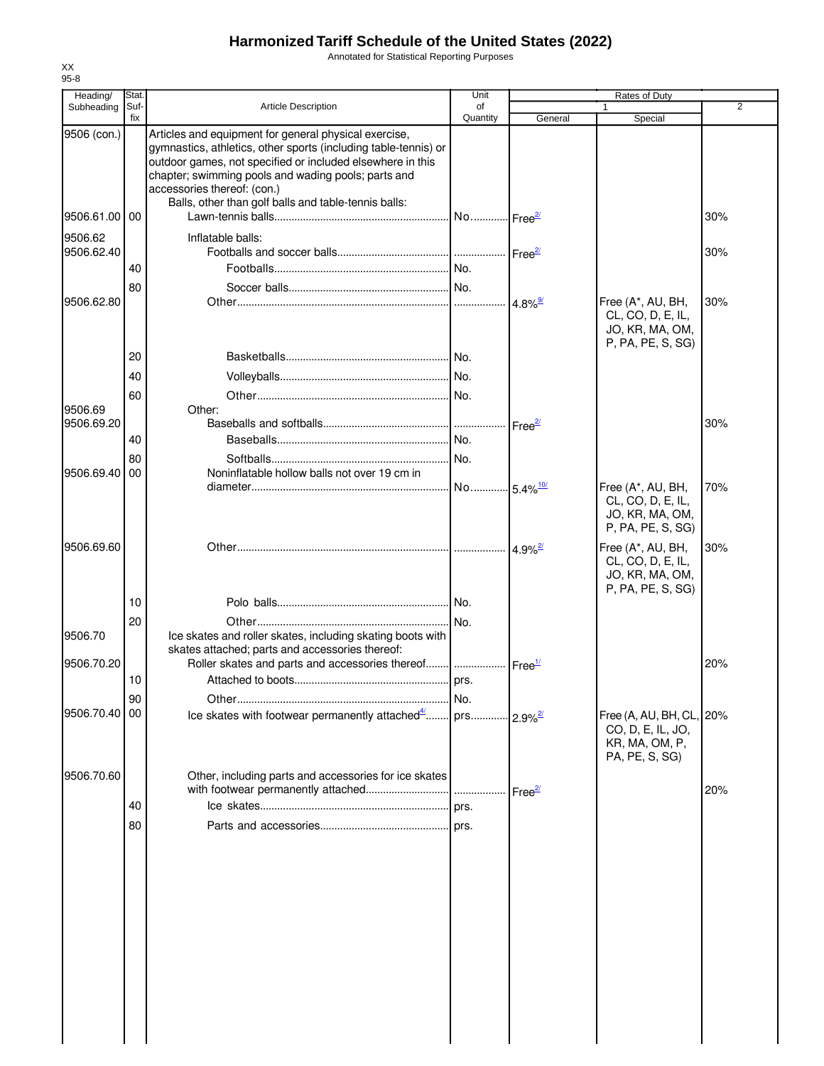# Harmonized Tariff Schedule of the United States (2022)

Annotated for Statistical Reporting Purposes

XX
95-8

| Heading/ Subheading | Stat. Suf- fix | Article Description | Unit of Quantity | Rates of Duty 1 General | Special | 2 |
|---|---|---|---|---|---|---|
| 9506 (con.) | | Articles and equipment for general physical exercise, gymnastics, athletics, other sports (including table-tennis) or outdoor games, not specified or included elsewhere in this chapter; swimming pools and wading pools; parts and accessories thereof: (con.) | | | | |
| | | Balls, other than golf balls and table-tennis balls: | | | | |
| 9506.61.00 | 00 | Lawn-tennis balls | No. | Free[2/] | | 30% |
| 9506.62 | | Inflatable balls: | | | | |
| 9506.62.40 | | Footballs and soccer balls | | Free[2/] | | 30% |
| | 40 | Footballs | No. | | | |
| | 80 | Soccer balls | No. | | | |
| 9506.62.80 | | Other | | 4.8%[9/] | Free (A*, AU, BH, CL, CO, D, E, IL, JO, KR, MA, OM, P, PA, PE, S, SG) | 30% |
| | 20 | Basketballs | No. | | | |
| | 40 | Volleyballs | No. | | | |
| | 60 | Other | No. | | | |
| 9506.69 | | Other: | | | | |
| 9506.69.20 | | Baseballs and softballs | | Free[2/] | | 30% |
| | 40 | Baseballs | No. | | | |
| | 80 | Softballs | No. | | | |
| 9506.69.40 | 00 | Noninflatable hollow balls not over 19 cm in diameter | No. | 5.4%[10/] | Free (A*, AU, BH, CL, CO, D, E, IL, JO, KR, MA, OM, P, PA, PE, S, SG) | 70% |
| 9506.69.60 | | Other | | 4.9%[2/] | Free (A*, AU, BH, CL, CO, D, E, IL, JO, KR, MA, OM, P, PA, PE, S, SG) | 30% |
| | 10 | Polo balls | No. | | | |
| | 20 | Other | No. | | | |
| 9506.70 | | Ice skates and roller skates, including skating boots with skates attached; parts and accessories thereof: | | | | |
| 9506.70.20 | | Roller skates and parts and accessories thereof | | Free[1/] | | 20% |
| | 10 | Attached to boots | prs. | | | |
| | 90 | Other | No. | | | |
| 9506.70.40 | 00 | Ice skates with footwear permanently attached[4/] | prs. | 2.9%[2/] | Free (A, AU, BH, CL, CO, D, E, IL, JO, KR, MA, OM, P, PA, PE, S, SG) | 20% |
| 9506.70.60 | | Other, including parts and accessories for ice skates with footwear permanently attached | | Free[2/] | | 20% |
| | 40 | Ice skates | prs. | | | |
| | 80 | Parts and accessories | prs. | | | |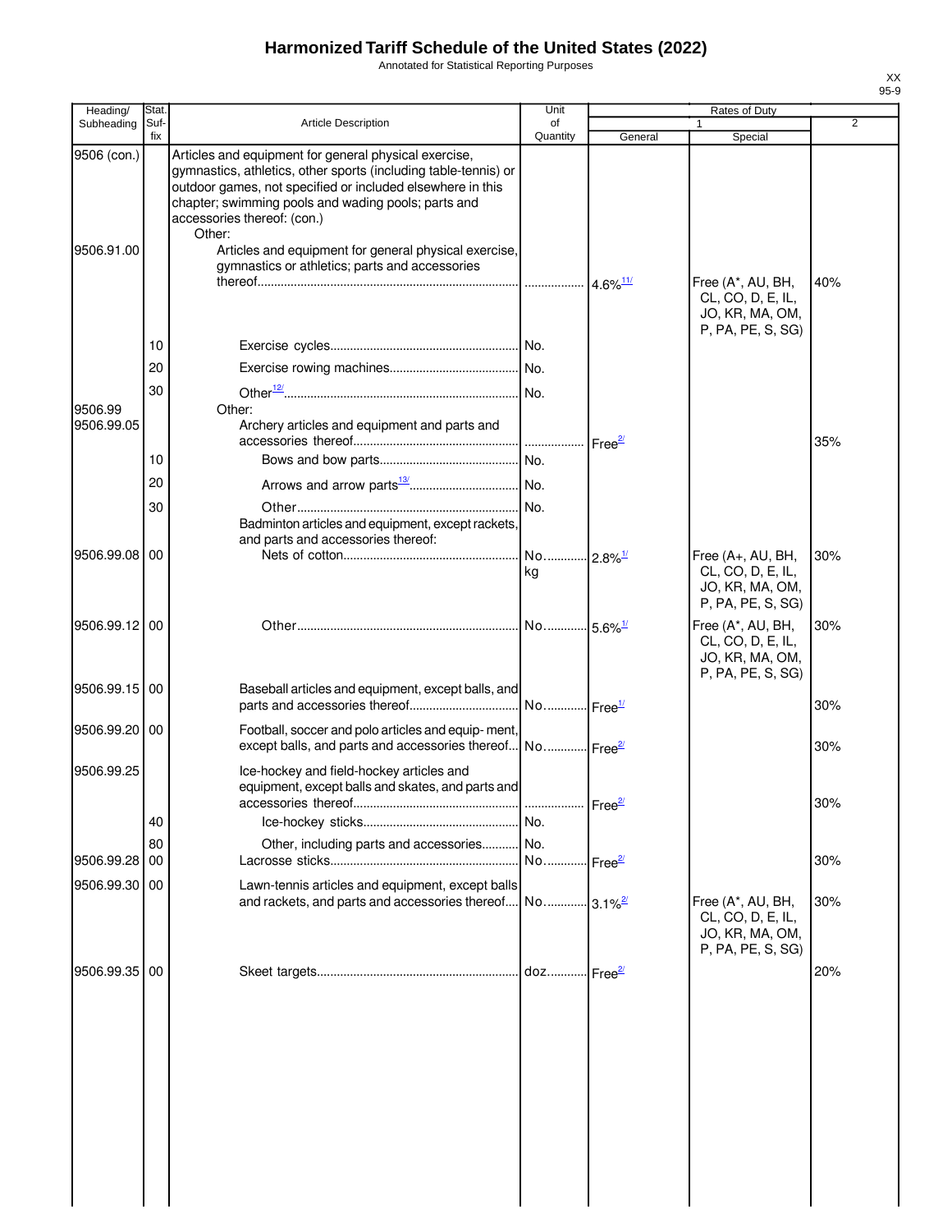# Harmonized Tariff Schedule of the United States (2022)

Annotated for Statistical Reporting Purposes

XX
95-9

| Heading/ Subheading | Stat. Suf- fix | Article Description | Unit of Quantity | Rates of Duty 1 General | Special | 2 |
|---|---|---|---|---|---|---|
| 9506 (con.) | | Articles and equipment for general physical exercise, gymnastics, athletics, other sports (including table-tennis) or outdoor games, not specified or included elsewhere in this chapter; swimming pools and wading pools; parts and accessories thereof: (con.) | | | | |
| | | Other: | | | | |
| 9506.91.00 | | Articles and equipment for general physical exercise, gymnastics or athletics; parts and accessories thereof | | 4.6%[11/] | Free (A*, AU, BH, CL, CO, D, E, IL, JO, KR, MA, OM, P, PA, PE, S, SG) | 40% |
| | 10 | Exercise cycles | No. | | | |
| | 20 | Exercise rowing machines | No. | | | |
| | 30 | Other[12/] | No. | | | |
| 9506.99 | | Other: | | | | |
| 9506.99.05 | | Archery articles and equipment and parts and accessories thereof | | Free[2/] | | 35% |
| | 10 | Bows and bow parts | No. | | | |
| | 20 | Arrows and arrow parts[13/] | No. | | | |
| | 30 | Other | No. | | | |
| | | Badminton articles and equipment, except rackets, and parts and accessories thereof: | | | | |
| 9506.99.08 | 00 | Nets of cotton | No. kg | 2.8%[1/] | Free (A+, AU, BH, CL, CO, D, E, IL, JO, KR, MA, OM, P, PA, PE, S, SG) | 30% |
| 9506.99.12 | 00 | Other | No. | 5.6%[1/] | Free (A*, AU, BH, CL, CO, D, E, IL, JO, KR, MA, OM, P, PA, PE, S, SG) | 30% |
| 9506.99.15 | 00 | Baseball articles and equipment, except balls, and parts and accessories thereof | No. | Free[1/] | | 30% |
| 9506.99.20 | 00 | Football, soccer and polo articles and equip- ment, except balls, and parts and accessories thereof | No. | Free[2/] | | 30% |
| 9506.99.25 | | Ice-hockey and field-hockey articles and equipment, except balls and skates, and parts and accessories thereof | | Free[2/] | | 30% |
| | 40 | Ice-hockey sticks | No. | | | |
| | 80 | Other, including parts and accessories | No. | | | |
| 9506.99.28 | 00 | Lacrosse sticks | No. | Free[2/] | | 30% |
| 9506.99.30 | 00 | Lawn-tennis articles and equipment, except balls and rackets, and parts and accessories thereof | No. | 3.1%[2/] | Free (A*, AU, BH, CL, CO, D, E, IL, JO, KR, MA, OM, P, PA, PE, S, SG) | 30% |
| 9506.99.35 | 00 | Skeet targets | doz. | Free[2/] | | 20% |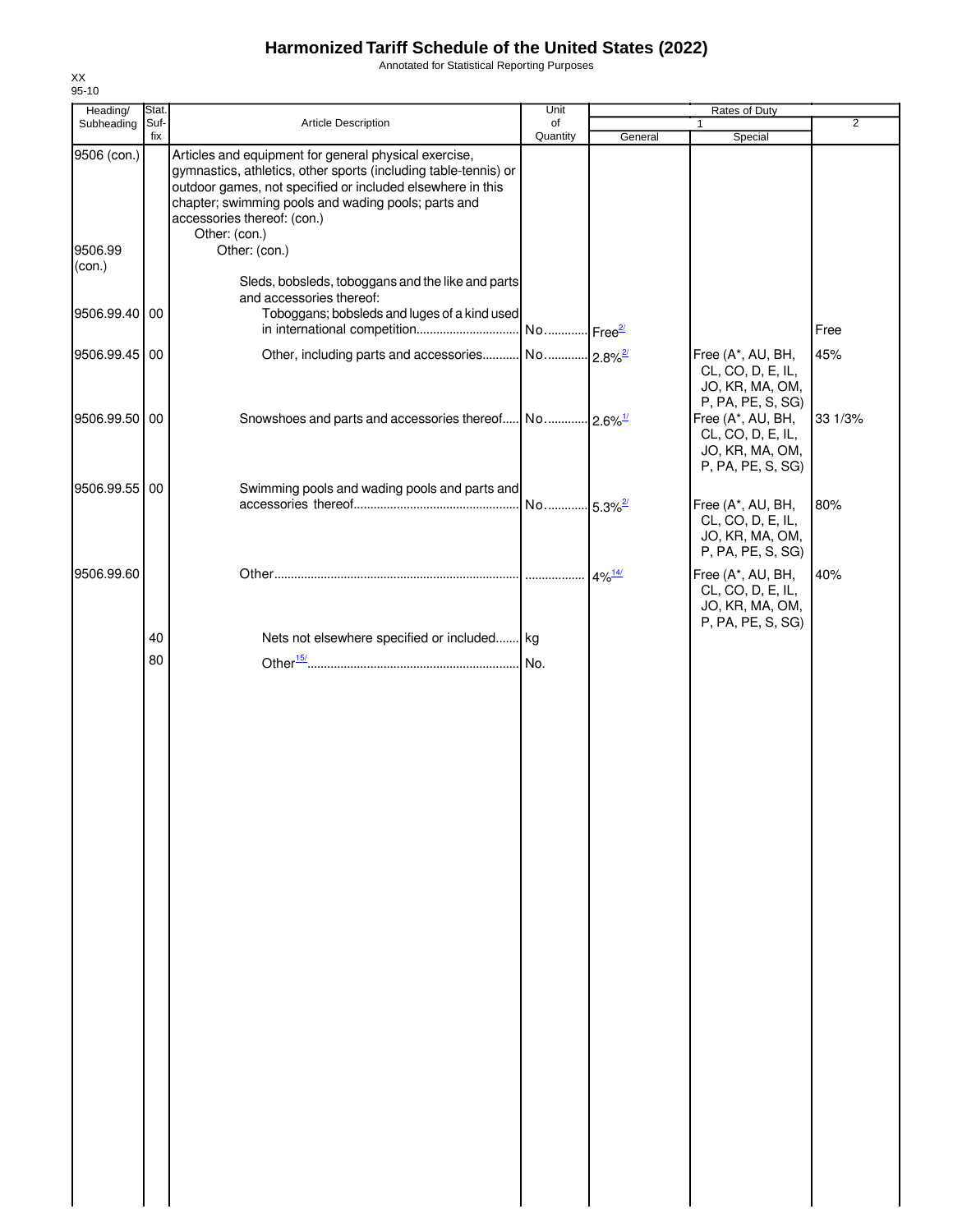# Harmonized Tariff Schedule of the United States (2022)

Annotated for Statistical Reporting Purposes

XX
95-10

| Heading/ Subheading | Stat. Suf-fix | Article Description | Unit of Quantity | Rates of Duty 1 General | Special | 2 |
|---|---|---|---|---|---|---|
| 9506 (con.) | | Articles and equipment for general physical exercise, gymnastics, athletics, other sports (including table-tennis) or outdoor games, not specified or included elsewhere in this chapter; swimming pools and wading pools; parts and accessories thereof: (con.) | | | | |
| | | Other: (con.) | | | | |
| 9506.99 (con.) | | Other: (con.) | | | | |
| | | Sleds, bobsleds, toboggans and the like and parts and accessories thereof: | | | | |
| 9506.99.40 | 00 | Toboggans; bobsleds and luges of a kind used in international competition | No. | Free[2/] | | Free |
| 9506.99.45 | 00 | Other, including parts and accessories | No. | 2.8%[2/] | Free (A*, AU, BH, CL, CO, D, E, IL, JO, KR, MA, OM, P, PA, PE, S, SG) | 45% |
| 9506.99.50 | 00 | Snowshoes and parts and accessories thereof | No. | 2.6%[1/] | Free (A*, AU, BH, CL, CO, D, E, IL, JO, KR, MA, OM, P, PA, PE, S, SG) | 33 1/3% |
| 9506.99.55 | 00 | Swimming pools and wading pools and parts and accessories thereof | No. | 5.3%[2/] | Free (A*, AU, BH, CL, CO, D, E, IL, JO, KR, MA, OM, P, PA, PE, S, SG) | 80% |
| 9506.99.60 | | Other | | 4%[14/] | Free (A*, AU, BH, CL, CO, D, E, IL, JO, KR, MA, OM, P, PA, PE, S, SG) | 40% |
| | 40 | Nets not elsewhere specified or included | kg | | | |
| | 80 | Other[15/] | No. | | | |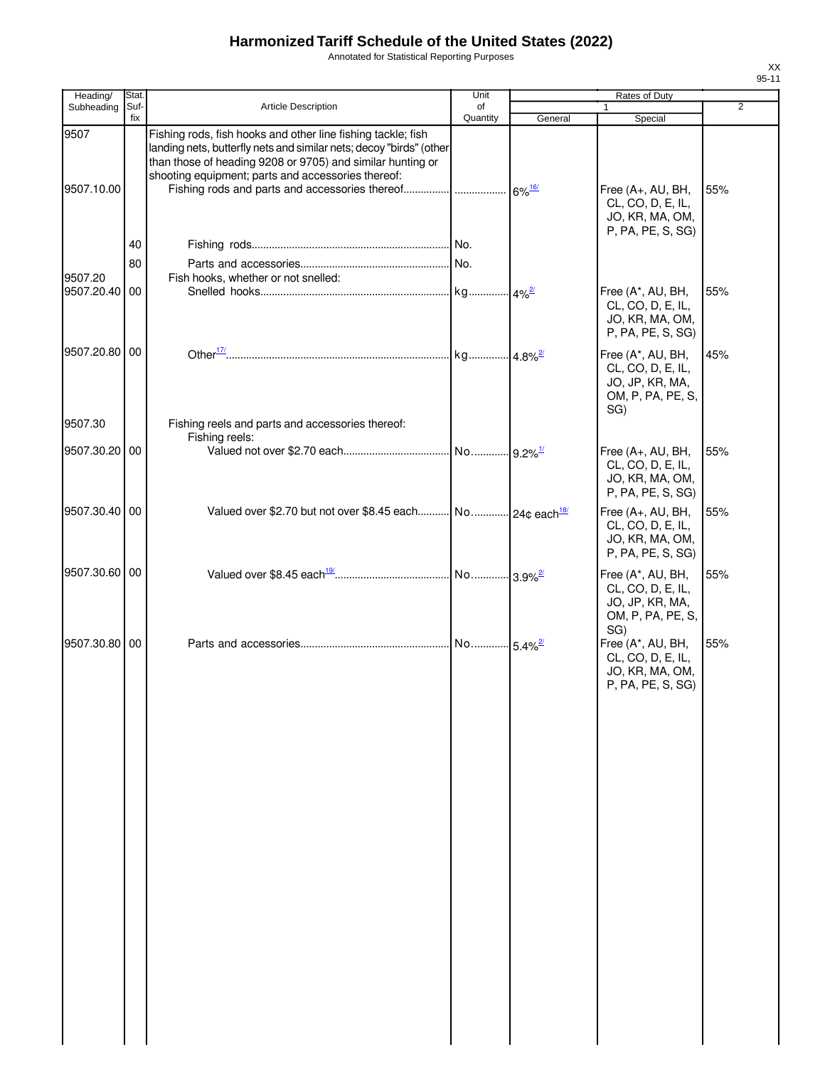# Harmonized Tariff Schedule of the United States (2022)

Annotated for Statistical Reporting Purposes

XX
95-11

| Heading/ Subheading | Stat. Suf- fix | Article Description | Unit of Quantity | Rates of Duty 1 General | Rates of Duty 1 Special | Rates of Duty 2 |
|---|---|---|---|---|---|---|
| 9507 | | Fishing rods, fish hooks and other line fishing tackle; fish landing nets, butterfly nets and similar nets; decoy "birds" (other than those of heading 9208 or 9705) and similar hunting or shooting equipment; parts and accessories thereof: | | | | |
| 9507.10.00 | | Fishing rods and parts and accessories thereof | | 6%[16/] | Free (A+, AU, BH, CL, CO, D, E, IL, JO, KR, MA, OM, P, PA, PE, S, SG) | 55% |
| | 40 | Fishing rods | No. | | | |
| | 80 | Parts and accessories | No. | | | |
| 9507.20 | | Fish hooks, whether or not snelled: | | | | |
| 9507.20.40 | 00 | Snelled hooks | kg | 4%[2/] | Free (A*, AU, BH, CL, CO, D, E, IL, JO, KR, MA, OM, P, PA, PE, S, SG) | 55% |
| 9507.20.80 | 00 | Other[17/] | kg | 4.8%[2/] | Free (A*, AU, BH, CL, CO, D, E, IL, JO, JP, KR, MA, OM, P, PA, PE, S, SG) | 45% |
| 9507.30 | | Fishing reels and parts and accessories thereof: | | | | |
| | | Fishing reels: | | | | |
| 9507.30.20 | 00 | Valued not over $2.70 each | No. | 9.2%[1/] | Free (A+, AU, BH, CL, CO, D, E, IL, JO, KR, MA, OM, P, PA, PE, S, SG) | 55% |
| 9507.30.40 | 00 | Valued over $2.70 but not over $8.45 each | No. | 24¢ each[18/] | Free (A+, AU, BH, CL, CO, D, E, IL, JO, KR, MA, OM, P, PA, PE, S, SG) | 55% |
| 9507.30.60 | 00 | Valued over $8.45 each[19/] | No. | 3.9%[2/] | Free (A*, AU, BH, CL, CO, D, E, IL, JO, JP, KR, MA, OM, P, PA, PE, S, SG) | 55% |
| 9507.30.80 | 00 | Parts and accessories | No. | 5.4%[2/] | Free (A*, AU, BH, CL, CO, D, E, IL, JO, KR, MA, OM, P, PA, PE, S, SG) | 55% |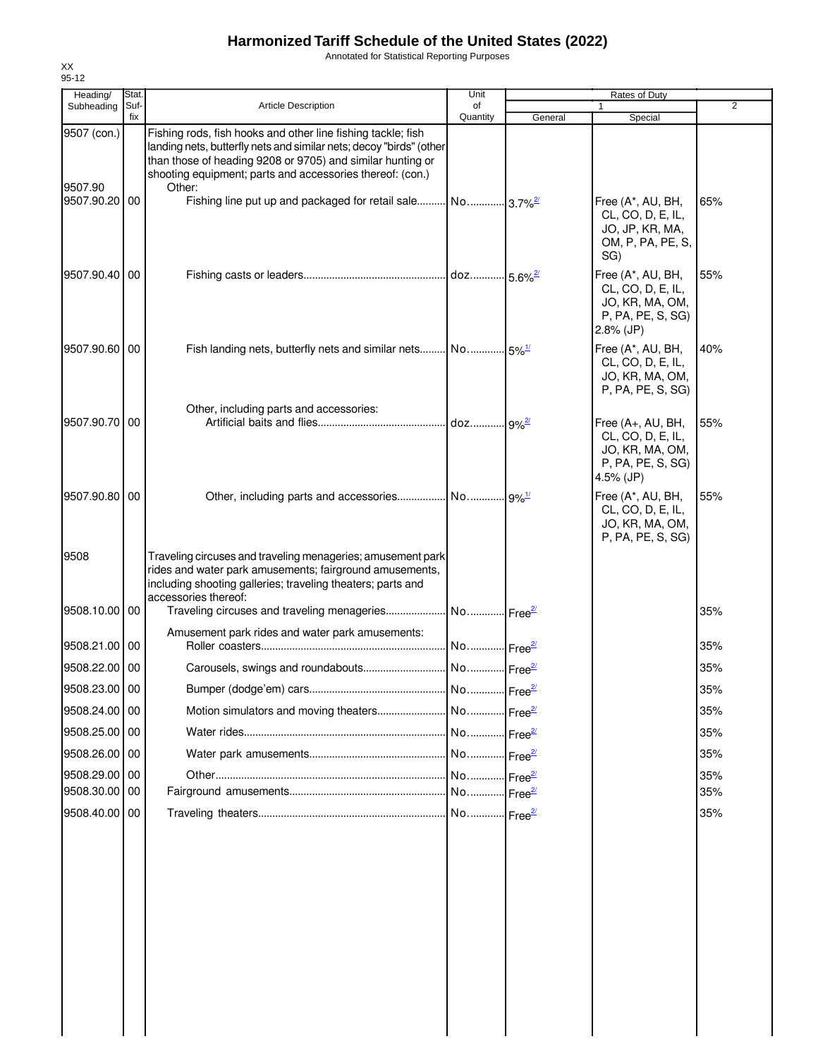# Harmonized Tariff Schedule of the United States (2022)

Annotated for Statistical Reporting Purposes

XX
95-12

| Heading/ Subheading | Stat. Suf- fix | Article Description | Unit of Quantity | Rates of Duty 1 General | Special | 2 |
|---|---|---|---|---|---|---|
| 9507 (con.) | | Fishing rods, fish hooks and other line fishing tackle; fish landing nets, butterfly nets and similar nets; decoy "birds" (other than those of heading 9208 or 9705) and similar hunting or shooting equipment; parts and accessories thereof: (con.) | | | | |
| 9507.90 | | Other: | | | | |
| 9507.90.20 | 00 | Fishing line put up and packaged for retail sale | No. | 3.7%[2/] | Free (A*, AU, BH, CL, CO, D, E, IL, JO, JP, KR, MA, OM, P, PA, PE, S, SG) | 65% |
| 9507.90.40 | 00 | Fishing casts or leaders | doz. | 5.6%[2/] | Free (A*, AU, BH, CL, CO, D, E, IL, JO, KR, MA, OM, P, PA, PE, S, SG) 2.8% (JP) | 55% |
| 9507.90.60 | 00 | Fish landing nets, butterfly nets and similar nets | No. | 5%[1/] | Free (A*, AU, BH, CL, CO, D, E, IL, JO, KR, MA, OM, P, PA, PE, S, SG) | 40% |
| | | Other, including parts and accessories: | | | | |
| 9507.90.70 | 00 | Artificial baits and flies | doz. | 9%[2/] | Free (A+, AU, BH, CL, CO, D, E, IL, JO, KR, MA, OM, P, PA, PE, S, SG) 4.5% (JP) | 55% |
| 9507.90.80 | 00 | Other, including parts and accessories | No. | 9%[1/] | Free (A*, AU, BH, CL, CO, D, E, IL, JO, KR, MA, OM, P, PA, PE, S, SG) | 55% |
| 9508 | | Traveling circuses and traveling menageries; amusement park rides and water park amusements; fairground amusements, including shooting galleries; traveling theaters; parts and accessories thereof: | | | | |
| 9508.10.00 | 00 | Traveling circuses and traveling menageries | No. | Free[2/] | | 35% |
| | | Amusement park rides and water park amusements: | | | | |
| 9508.21.00 | 00 | Roller coasters | No. | Free[2/] | | 35% |
| 9508.22.00 | 00 | Carousels, swings and roundabouts | No. | Free[2/] | | 35% |
| 9508.23.00 | 00 | Bumper (dodge'em) cars | No. | Free[2/] | | 35% |
| 9508.24.00 | 00 | Motion simulators and moving theaters | No. | Free[2/] | | 35% |
| 9508.25.00 | 00 | Water rides | No. | Free[2/] | | 35% |
| 9508.26.00 | 00 | Water park amusements | No. | Free[2/] | | 35% |
| 9508.29.00 | 00 | Other | No. | Free[2/] | | 35% |
| 9508.30.00 | 00 | Fairground amusements | No. | Free[2/] | | 35% |
| 9508.40.00 | 00 | Traveling theaters | No. | Free[2/] | | 35% |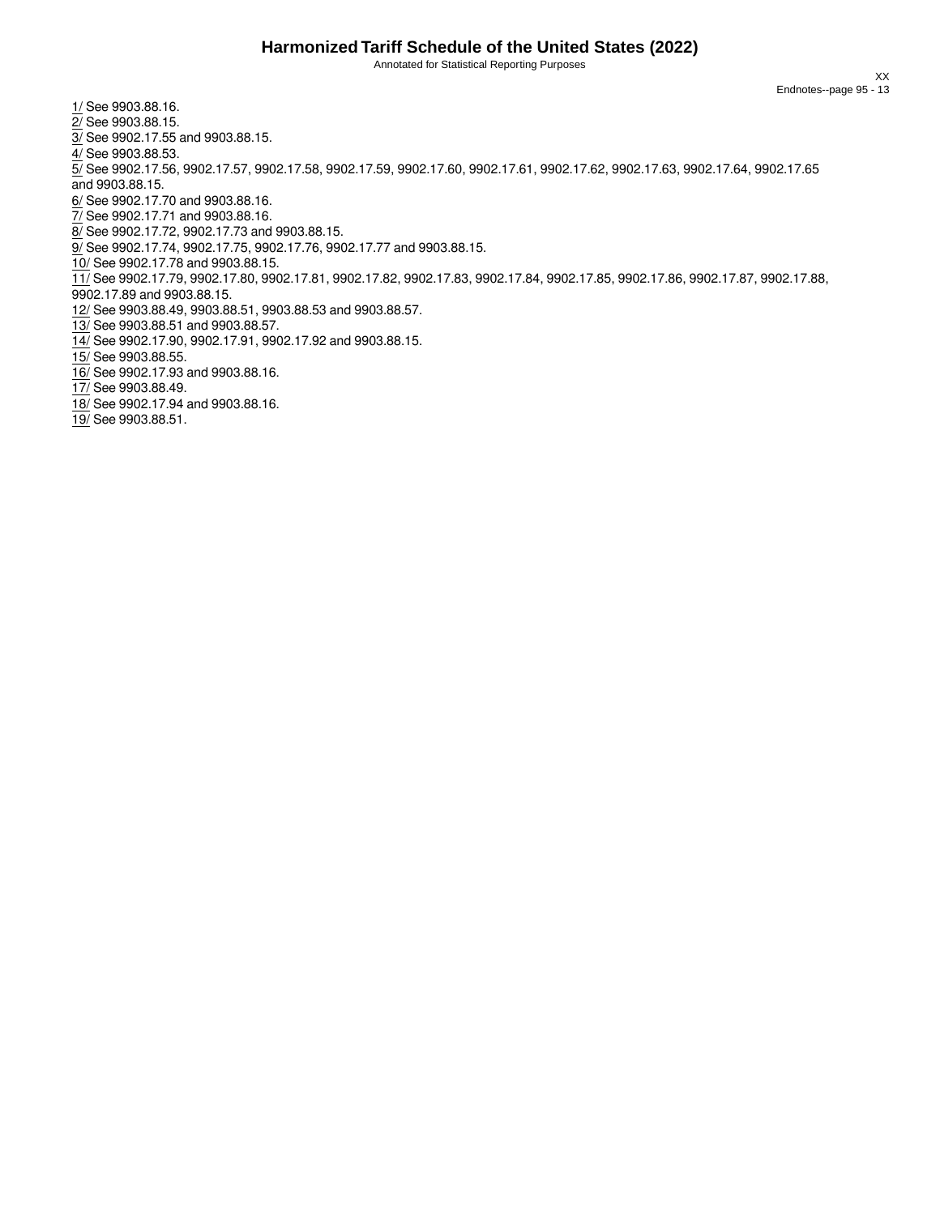1/ See 9903.88.16.
2/ See 9903.88.15.
3/ See 9902.17.55 and 9903.88.15.
4/ See 9903.88.53.
5/ See 9902.17.56, 9902.17.57, 9902.17.58, 9902.17.59, 9902.17.60, 9902.17.61, 9902.17.62, 9902.17.63, 9902.17.64, 9902.17.65 and 9903.88.15.
6/ See 9902.17.70 and 9903.88.16.
7/ See 9902.17.71 and 9903.88.16.
8/ See 9902.17.72, 9902.17.73 and 9903.88.15.
9/ See 9902.17.74, 9902.17.75, 9902.17.76, 9902.17.77 and 9903.88.15.
10/ See 9902.17.78 and 9903.88.15.
11/ See 9902.17.79, 9902.17.80, 9902.17.81, 9902.17.82, 9902.17.83, 9902.17.84, 9902.17.85, 9902.17.86, 9902.17.87, 9902.17.88, 9902.17.89 and 9903.88.15.
12/ See 9903.88.49, 9903.88.51, 9903.88.53 and 9903.88.57.
13/ See 9903.88.51 and 9903.88.57.
14/ See 9902.17.90, 9902.17.91, 9902.17.92 and 9903.88.15.
15/ See 9903.88.55.
16/ See 9902.17.93 and 9903.88.16.
17/ See 9903.88.49.
18/ See 9902.17.94 and 9903.88.16.
19/ See 9903.88.51.